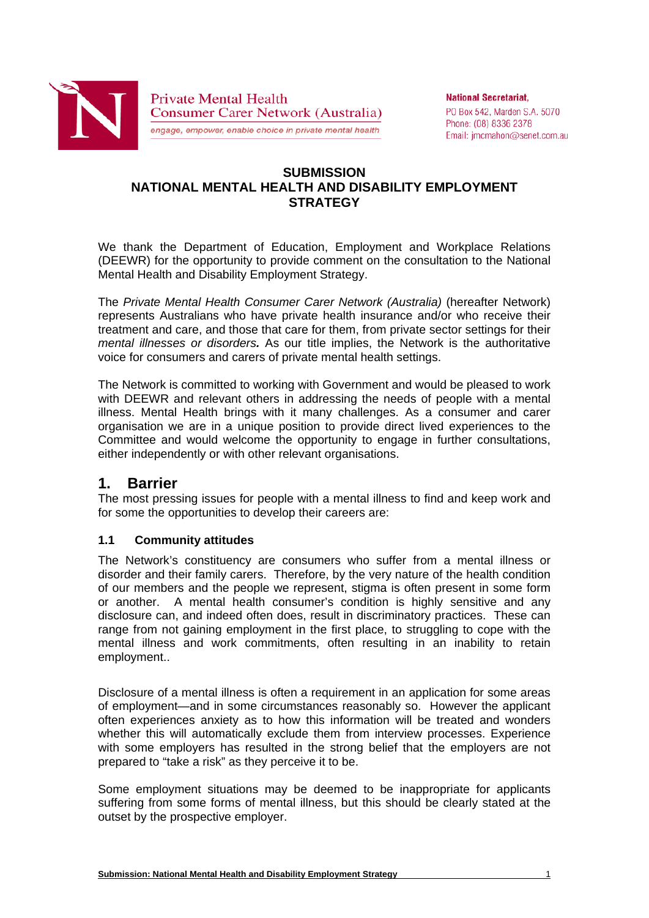Private Mental Health Consumer Carer Network (Australia)

*engage, empower, enable choice in private mental health*

**National Secretariat,**
PO Box 542, Marden S.A. 5070
Phone: (08) 8336 2378
Email: jmcmahon@senet.com.au

# SUBMISSION
# NATIONAL MENTAL HEALTH AND DISABILITY EMPLOYMENT STRATEGY

We thank the Department of Education, Employment and Workplace Relations (DEEWR) for the opportunity to provide comment on the consultation to the National Mental Health and Disability Employment Strategy.

The *Private Mental Health Consumer Carer Network (Australia)* (hereafter Network) represents Australians who have private health insurance and/or who receive their treatment and care, and those that care for them, from private sector settings for their *mental illnesses or disorders.* As our title implies, the Network is the authoritative voice for consumers and carers of private mental health settings.

The Network is committed to working with Government and would be pleased to work with DEEWR and relevant others in addressing the needs of people with a mental illness. Mental Health brings with it many challenges. As a consumer and carer organisation we are in a unique position to provide direct lived experiences to the Committee and would welcome the opportunity to engage in further consultations, either independently or with other relevant organisations.

## 1. Barrier

The most pressing issues for people with a mental illness to find and keep work and for some the opportunities to develop their careers are:

### 1.1 Community attitudes

The Network's constituency are consumers who suffer from a mental illness or disorder and their family carers. Therefore, by the very nature of the health condition of our members and the people we represent, stigma is often present in some form or another. A mental health consumer's condition is highly sensitive and any disclosure can, and indeed often does, result in discriminatory practices. These can range from not gaining employment in the first place, to struggling to cope with the mental illness and work commitments, often resulting in an inability to retain employment..

Disclosure of a mental illness is often a requirement in an application for some areas of employment—and in some circumstances reasonably so. However the applicant often experiences anxiety as to how this information will be treated and wonders whether this will automatically exclude them from interview processes. Experience with some employers has resulted in the strong belief that the employers are not prepared to "take a risk" as they perceive it to be.

Some employment situations may be deemed to be inappropriate for applicants suffering from some forms of mental illness, but this should be clearly stated at the outset by the prospective employer.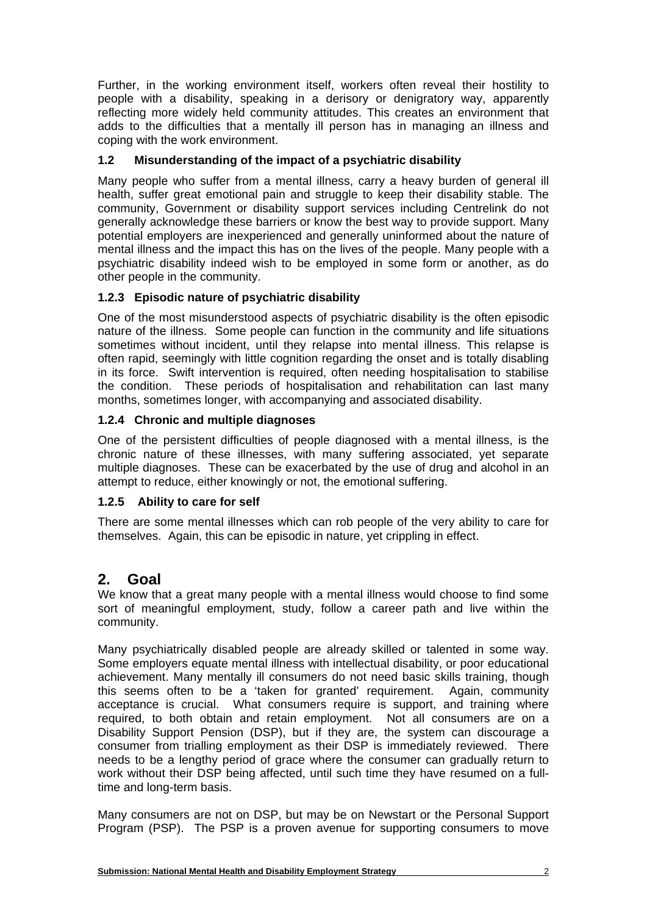Further, in the working environment itself, workers often reveal their hostility to people with a disability, speaking in a derisory or denigratory way, apparently reflecting more widely held community attitudes. This creates an environment that adds to the difficulties that a mentally ill person has in managing an illness and coping with the work environment.

### 1.2 Misunderstanding of the impact of a psychiatric disability

Many people who suffer from a mental illness, carry a heavy burden of general ill health, suffer great emotional pain and struggle to keep their disability stable. The community, Government or disability support services including Centrelink do not generally acknowledge these barriers or know the best way to provide support. Many potential employers are inexperienced and generally uninformed about the nature of mental illness and the impact this has on the lives of the people. Many people with a psychiatric disability indeed wish to be employed in some form or another, as do other people in the community.

#### 1.2.3 Episodic nature of psychiatric disability

One of the most misunderstood aspects of psychiatric disability is the often episodic nature of the illness. Some people can function in the community and life situations sometimes without incident, until they relapse into mental illness. This relapse is often rapid, seemingly with little cognition regarding the onset and is totally disabling in its force. Swift intervention is required, often needing hospitalisation to stabilise the condition. These periods of hospitalisation and rehabilitation can last many months, sometimes longer, with accompanying and associated disability.

#### 1.2.4 Chronic and multiple diagnoses

One of the persistent difficulties of people diagnosed with a mental illness, is the chronic nature of these illnesses, with many suffering associated, yet separate multiple diagnoses. These can be exacerbated by the use of drug and alcohol in an attempt to reduce, either knowingly or not, the emotional suffering.

#### 1.2.5 Ability to care for self

There are some mental illnesses which can rob people of the very ability to care for themselves. Again, this can be episodic in nature, yet crippling in effect.

## 2. Goal

We know that a great many people with a mental illness would choose to find some sort of meaningful employment, study, follow a career path and live within the community.

Many psychiatrically disabled people are already skilled or talented in some way. Some employers equate mental illness with intellectual disability, or poor educational achievement. Many mentally ill consumers do not need basic skills training, though this seems often to be a 'taken for granted' requirement. Again, community acceptance is crucial. What consumers require is support, and training where required, to both obtain and retain employment. Not all consumers are on a Disability Support Pension (DSP), but if they are, the system can discourage a consumer from trialling employment as their DSP is immediately reviewed. There needs to be a lengthy period of grace where the consumer can gradually return to work without their DSP being affected, until such time they have resumed on a full-time and long-term basis.

Many consumers are not on DSP, but may be on Newstart or the Personal Support Program (PSP). The PSP is a proven avenue for supporting consumers to move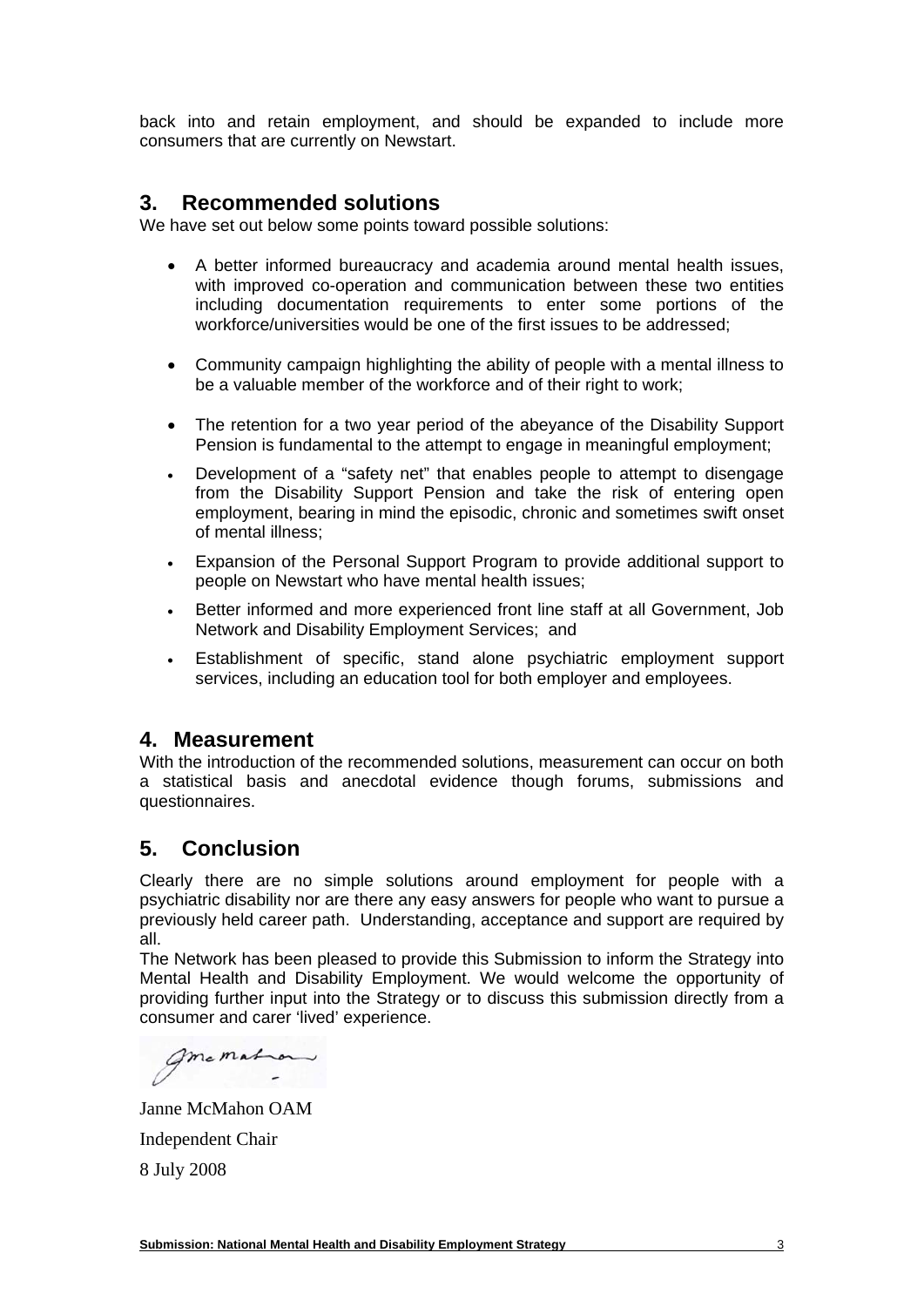back into and retain employment, and should be expanded to include more consumers that are currently on Newstart.

## 3. Recommended solutions

We have set out below some points toward possible solutions:

- A better informed bureaucracy and academia around mental health issues, with improved co-operation and communication between these two entities including documentation requirements to enter some portions of the workforce/universities would be one of the first issues to be addressed;
- Community campaign highlighting the ability of people with a mental illness to be a valuable member of the workforce and of their right to work;
- The retention for a two year period of the abeyance of the Disability Support Pension is fundamental to the attempt to engage in meaningful employment;
- Development of a "safety net" that enables people to attempt to disengage from the Disability Support Pension and take the risk of entering open employment, bearing in mind the episodic, chronic and sometimes swift onset of mental illness;
- Expansion of the Personal Support Program to provide additional support to people on Newstart who have mental health issues;
- Better informed and more experienced front line staff at all Government, Job Network and Disability Employment Services; and
- Establishment of specific, stand alone psychiatric employment support services, including an education tool for both employer and employees.

## 4. Measurement

With the introduction of the recommended solutions, measurement can occur on both a statistical basis and anecdotal evidence though forums, submissions and questionnaires.

## 5. Conclusion

Clearly there are no simple solutions around employment for people with a psychiatric disability nor are there any easy answers for people who want to pursue a previously held career path. Understanding, acceptance and support are required by all.

The Network has been pleased to provide this Submission to inform the Strategy into Mental Health and Disability Employment. We would welcome the opportunity of providing further input into the Strategy or to discuss this submission directly from a consumer and carer 'lived' experience.

Janne McMahon OAM

Independent Chair

8 July 2008